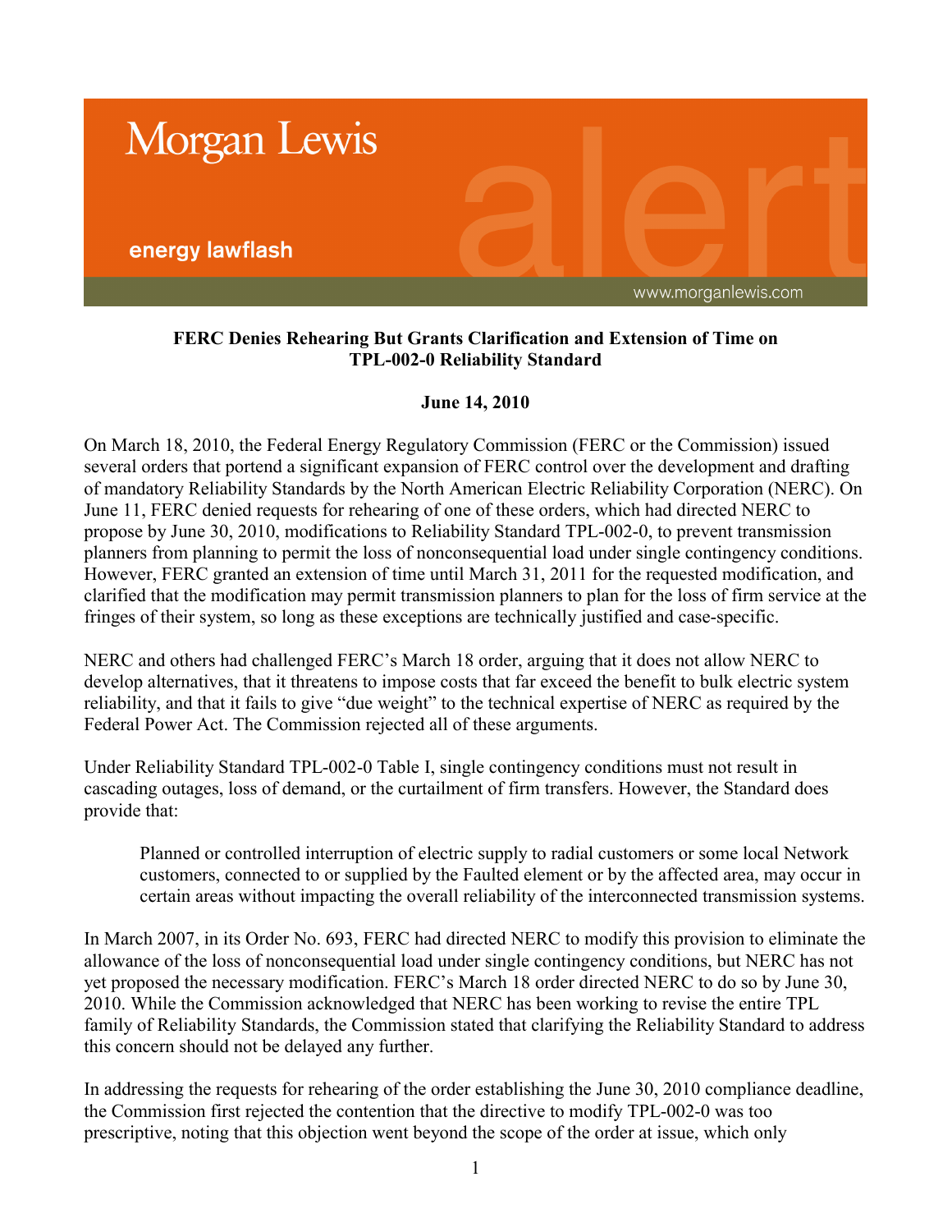Morgan Lewis

energy lawflash

www.morganlewis.com

**FERC Denies Rehearing But Grants Clarification and Extension of Time on TPL-002-0 Reliability Standard**

**June 14, 2010**

On March 18, 2010, the Federal Energy Regulatory Commission (FERC or the Commission) issued several orders that portend a significant expansion of FERC control over the development and drafting of mandatory Reliability Standards by the North American Electric Reliability Corporation (NERC). On June 11, FERC denied requests for rehearing of one of these orders, which had directed NERC to propose by June 30, 2010, modifications to Reliability Standard TPL-002-0, to prevent transmission planners from planning to permit the loss of nonconsequential load under single contingency conditions. However, FERC granted an extension of time until March 31, 2011 for the requested modification, and clarified that the modification may permit transmission planners to plan for the loss of firm service at the fringes of their system, so long as these exceptions are technically justified and case-specific.

NERC and others had challenged FERC's March 18 order, arguing that it does not allow NERC to develop alternatives, that it threatens to impose costs that far exceed the benefit to bulk electric system reliability, and that it fails to give "due weight" to the technical expertise of NERC as required by the Federal Power Act. The Commission rejected all of these arguments.

Under Reliability Standard TPL-002-0 Table I, single contingency conditions must not result in cascading outages, loss of demand, or the curtailment of firm transfers. However, the Standard does provide that:

> Planned or controlled interruption of electric supply to radial customers or some local Network customers, connected to or supplied by the Faulted element or by the affected area, may occur in certain areas without impacting the overall reliability of the interconnected transmission systems.

In March 2007, in its Order No. 693, FERC had directed NERC to modify this provision to eliminate the allowance of the loss of nonconsequential load under single contingency conditions, but NERC has not yet proposed the necessary modification. FERC's March 18 order directed NERC to do so by June 30, 2010. While the Commission acknowledged that NERC has been working to revise the entire TPL family of Reliability Standards, the Commission stated that clarifying the Reliability Standard to address this concern should not be delayed any further.

In addressing the requests for rehearing of the order establishing the June 30, 2010 compliance deadline, the Commission first rejected the contention that the directive to modify TPL-002-0 was too prescriptive, noting that this objection went beyond the scope of the order at issue, which only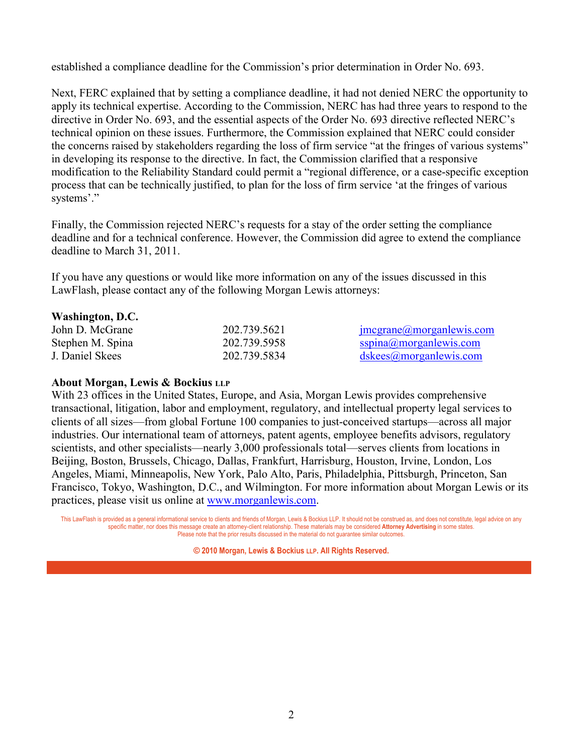established a compliance deadline for the Commission's prior determination in Order No. 693.

Next, FERC explained that by setting a compliance deadline, it had not denied NERC the opportunity to apply its technical expertise. According to the Commission, NERC has had three years to respond to the directive in Order No. 693, and the essential aspects of the Order No. 693 directive reflected NERC's technical opinion on these issues. Furthermore, the Commission explained that NERC could consider the concerns raised by stakeholders regarding the loss of firm service "at the fringes of various systems" in developing its response to the directive. In fact, the Commission clarified that a responsive modification to the Reliability Standard could permit a "regional difference, or a case-specific exception process that can be technically justified, to plan for the loss of firm service 'at the fringes of various systems'."

Finally, the Commission rejected NERC's requests for a stay of the order setting the compliance deadline and for a technical conference. However, the Commission did agree to extend the compliance deadline to March 31, 2011.

If you have any questions or would like more information on any of the issues discussed in this LawFlash, please contact any of the following Morgan Lewis attorneys:

**Washington, D.C.**

| | | |
|---|---|---|
| John D. McGrane | 202.739.5621 | jmcgrane@morganlewis.com |
| Stephen M. Spina | 202.739.5958 | sspina@morganlewis.com |
| J. Daniel Skees | 202.739.5834 | dskees@morganlewis.com |

**About Morgan, Lewis & Bockius LLP**

With 23 offices in the United States, Europe, and Asia, Morgan Lewis provides comprehensive transactional, litigation, labor and employment, regulatory, and intellectual property legal services to clients of all sizes—from global Fortune 100 companies to just-conceived startups—across all major industries. Our international team of attorneys, patent agents, employee benefits advisors, regulatory scientists, and other specialists—nearly 3,000 professionals total—serves clients from locations in Beijing, Boston, Brussels, Chicago, Dallas, Frankfurt, Harrisburg, Houston, Irvine, London, Los Angeles, Miami, Minneapolis, New York, Palo Alto, Paris, Philadelphia, Pittsburgh, Princeton, San Francisco, Tokyo, Washington, D.C., and Wilmington. For more information about Morgan Lewis or its practices, please visit us online at www.morganlewis.com.

This LawFlash is provided as a general informational service to clients and friends of Morgan, Lewis & Bockius LLP. It should not be construed as, and does not constitute, legal advice on any specific matter, nor does this message create an attorney-client relationship. These materials may be considered **Attorney Advertising** in some states. Please note that the prior results discussed in the material do not guarantee similar outcomes.

**© 2010 Morgan, Lewis & Bockius LLP. All Rights Reserved.**